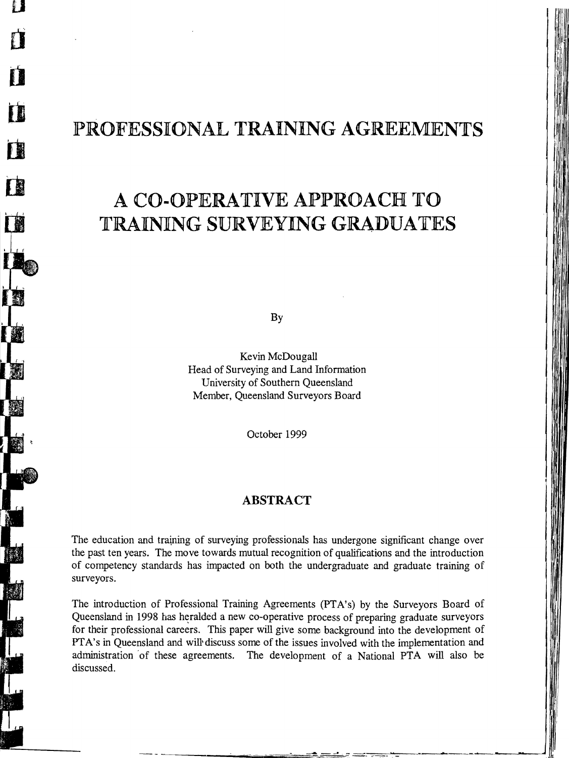# PROFESSIONAL TRAINING AGREEMENTS

# A CO-OPERATIVE APPROACH TO TRAINING SURVEYING GRADUATES

By

Kevin McDougall
Head of Surveying and Land Information
University of Southern Queensland
Member, Queensland Surveyors Board

October 1999

## ABSTRACT

The education and training of surveying professionals has undergone significant change over the past ten years. The move towards mutual recognition of qualifications and the introduction of competency standards has impacted on both the undergraduate and graduate training of surveyors.

The introduction of Professional Training Agreements (PTA's) by the Surveyors Board of Queensland in 1998 has heralded a new co-operative process of preparing graduate surveyors for their professional careers. This paper will give some background into the development of PTA's in Queensland and will discuss some of the issues involved with the implementation and administration of these agreements. The development of a National PTA will also be discussed.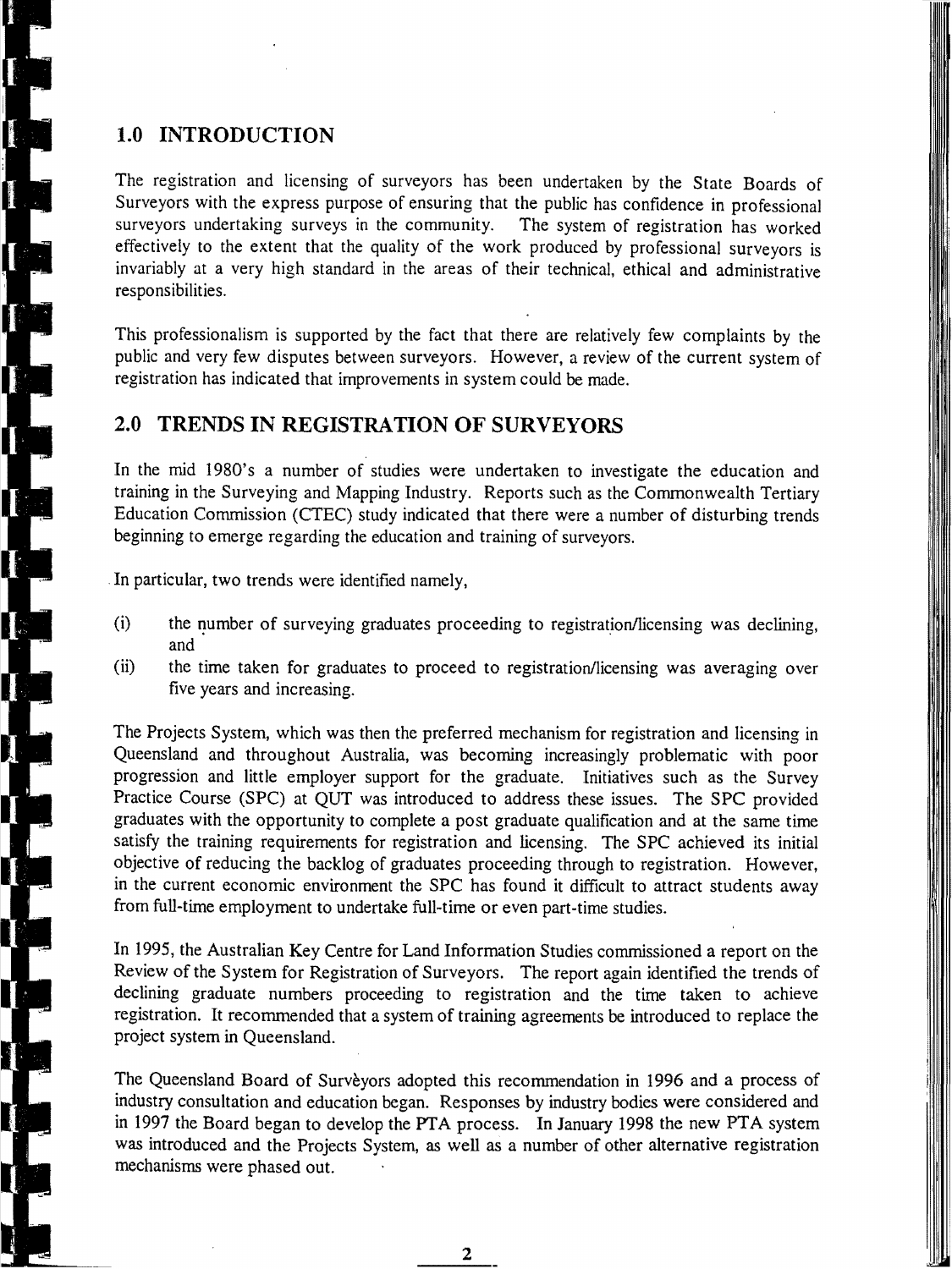## 1.0 INTRODUCTION

The registration and licensing of surveyors has been undertaken by the State Boards of Surveyors with the express purpose of ensuring that the public has confidence in professional surveyors undertaking surveys in the community. The system of registration has worked effectively to the extent that the quality of the work produced by professional surveyors is invariably at a very high standard in the areas of their technical, ethical and administrative responsibilities.

This professionalism is supported by the fact that there are relatively few complaints by the public and very few disputes between surveyors. However, a review of the current system of registration has indicated that improvements in system could be made.

## 2.0 TRENDS IN REGISTRATION OF SURVEYORS

In the mid 1980's a number of studies were undertaken to investigate the education and training in the Surveying and Mapping Industry. Reports such as the Commonwealth Tertiary Education Commission (CTEC) study indicated that there were a number of disturbing trends beginning to emerge regarding the education and training of surveyors.

In particular, two trends were identified namely,

(i) the number of surveying graduates proceeding to registration/licensing was declining, and

(ii) the time taken for graduates to proceed to registration/licensing was averaging over five years and increasing.

The Projects System, which was then the preferred mechanism for registration and licensing in Queensland and throughout Australia, was becoming increasingly problematic with poor progression and little employer support for the graduate. Initiatives such as the Survey Practice Course (SPC) at QUT was introduced to address these issues. The SPC provided graduates with the opportunity to complete a post graduate qualification and at the same time satisfy the training requirements for registration and licensing. The SPC achieved its initial objective of reducing the backlog of graduates proceeding through to registration. However, in the current economic environment the SPC has found it difficult to attract students away from full-time employment to undertake full-time or even part-time studies.

In 1995, the Australian Key Centre for Land Information Studies commissioned a report on the Review of the System for Registration of Surveyors. The report again identified the trends of declining graduate numbers proceeding to registration and the time taken to achieve registration. It recommended that a system of training agreements be introduced to replace the project system in Queensland.

The Queensland Board of Surveyors adopted this recommendation in 1996 and a process of industry consultation and education began. Responses by industry bodies were considered and in 1997 the Board began to develop the PTA process. In January 1998 the new PTA system was introduced and the Projects System, as well as a number of other alternative registration mechanisms were phased out.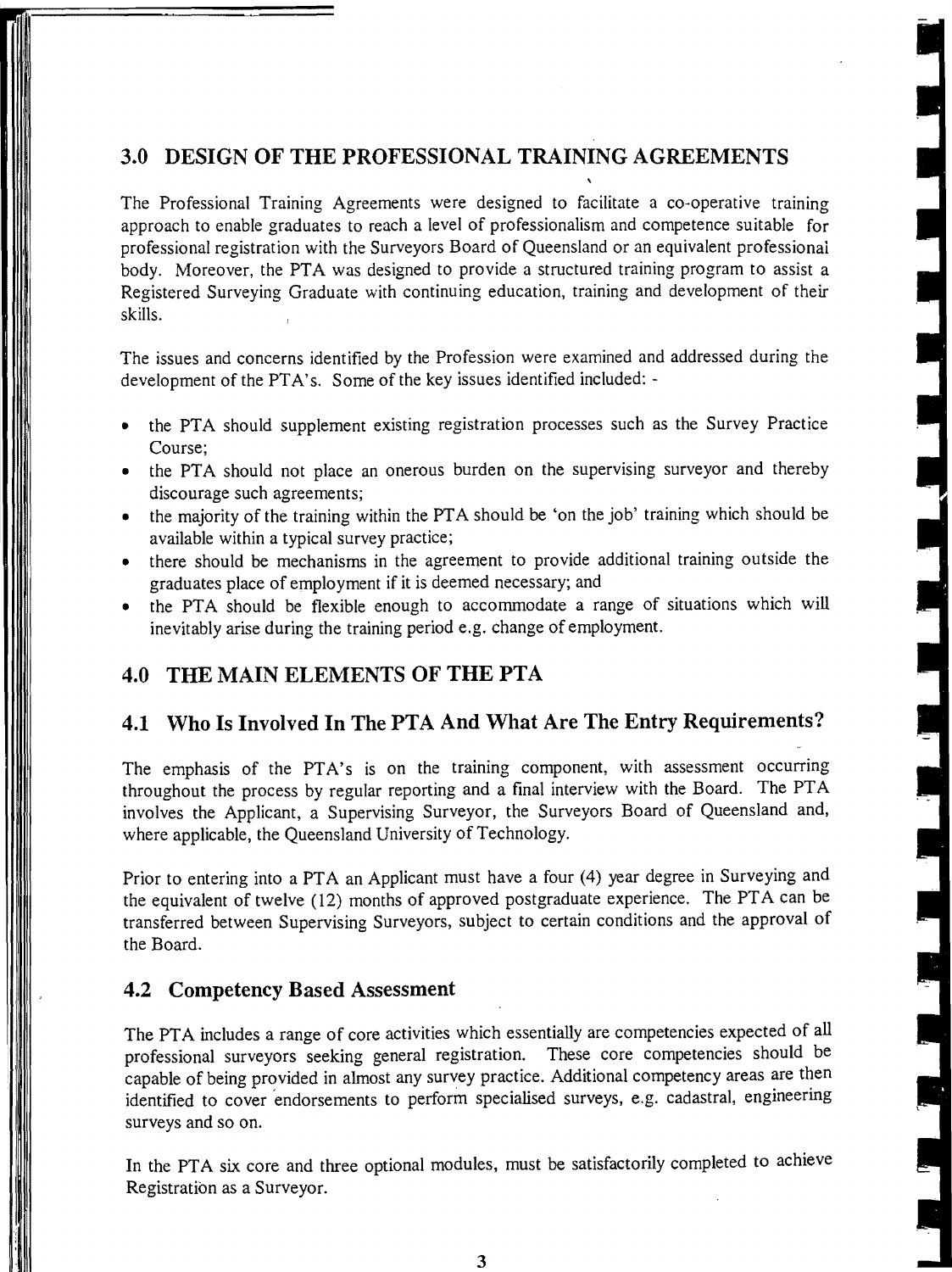## 3.0 DESIGN OF THE PROFESSIONAL TRAINING AGREEMENTS

The Professional Training Agreements were designed to facilitate a co-operative training approach to enable graduates to reach a level of professionalism and competence suitable for professional registration with the Surveyors Board of Queensland or an equivalent professional body. Moreover, the PTA was designed to provide a structured training program to assist a Registered Surveying Graduate with continuing education, training and development of their skills.

The issues and concerns identified by the Profession were examined and addressed during the development of the PTA's. Some of the key issues identified included: -

- the PTA should supplement existing registration processes such as the Survey Practice Course;
- the PTA should not place an onerous burden on the supervising surveyor and thereby discourage such agreements;
- the majority of the training within the PTA should be 'on the job' training which should be available within a typical survey practice;
- there should be mechanisms in the agreement to provide additional training outside the graduates place of employment if it is deemed necessary; and
- the PTA should be flexible enough to accommodate a range of situations which will inevitably arise during the training period e.g. change of employment.

## 4.0 THE MAIN ELEMENTS OF THE PTA

### 4.1 Who Is Involved In The PTA And What Are The Entry Requirements?

The emphasis of the PTA's is on the training component, with assessment occurring throughout the process by regular reporting and a final interview with the Board. The PTA involves the Applicant, a Supervising Surveyor, the Surveyors Board of Queensland and, where applicable, the Queensland University of Technology.

Prior to entering into a PTA an Applicant must have a four (4) year degree in Surveying and the equivalent of twelve (12) months of approved postgraduate experience. The PTA can be transferred between Supervising Surveyors, subject to certain conditions and the approval of the Board.

### 4.2 Competency Based Assessment

The PTA includes a range of core activities which essentially are competencies expected of all professional surveyors seeking general registration. These core competencies should be capable of being provided in almost any survey practice. Additional competency areas are then identified to cover endorsements to perform specialised surveys, e.g. cadastral, engineering surveys and so on.

In the PTA six core and three optional modules, must be satisfactorily completed to achieve Registration as a Surveyor.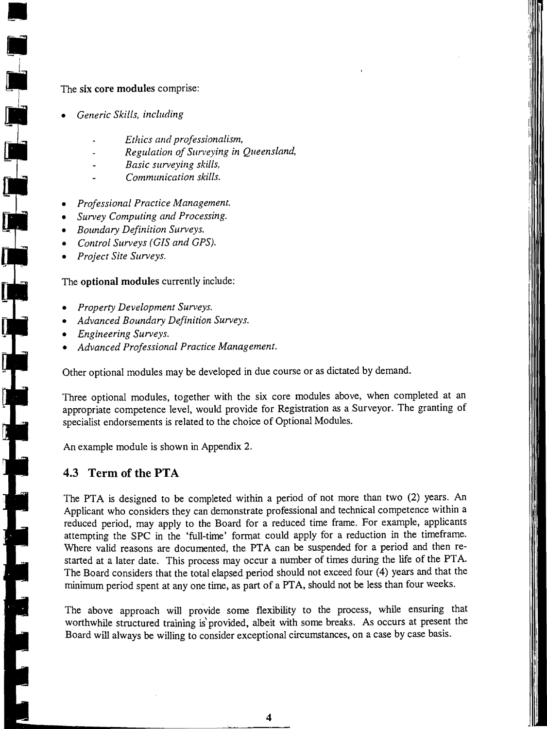The **six core modules** comprise:

- *Generic Skills, including*
    - *Ethics and professionalism,*
    - *Regulation of Surveying in Queensland,*
    - *Basic surveying skills,*
    - *Communication skills.*
- *Professional Practice Management.*
- *Survey Computing and Processing.*
- *Boundary Definition Surveys.*
- *Control Surveys (GIS and GPS).*
- *Project Site Surveys.*

The **optional modules** currently include:

- *Property Development Surveys.*
- *Advanced Boundary Definition Surveys.*
- *Engineering Surveys.*
- *Advanced Professional Practice Management.*

Other optional modules may be developed in due course or as dictated by demand.

Three optional modules, together with the six core modules above, when completed at an appropriate competence level, would provide for Registration as a Surveyor. The granting of specialist endorsements is related to the choice of Optional Modules.

An example module is shown in Appendix 2.

## 4.3 Term of the PTA

The PTA is designed to be completed within a period of not more than two (2) years. An Applicant who considers they can demonstrate professional and technical competence within a reduced period, may apply to the Board for a reduced time frame. For example, applicants attempting the SPC in the 'full-time' format could apply for a reduction in the timeframe. Where valid reasons are documented, the PTA can be suspended for a period and then re-started at a later date. This process may occur a number of times during the life of the PTA. The Board considers that the total elapsed period should not exceed four (4) years and that the minimum period spent at any one time, as part of a PTA, should not be less than four weeks.

The above approach will provide some flexibility to the process, while ensuring that worthwhile structured training is provided, albeit with some breaks. As occurs at present the Board will always be willing to consider exceptional circumstances, on a case by case basis.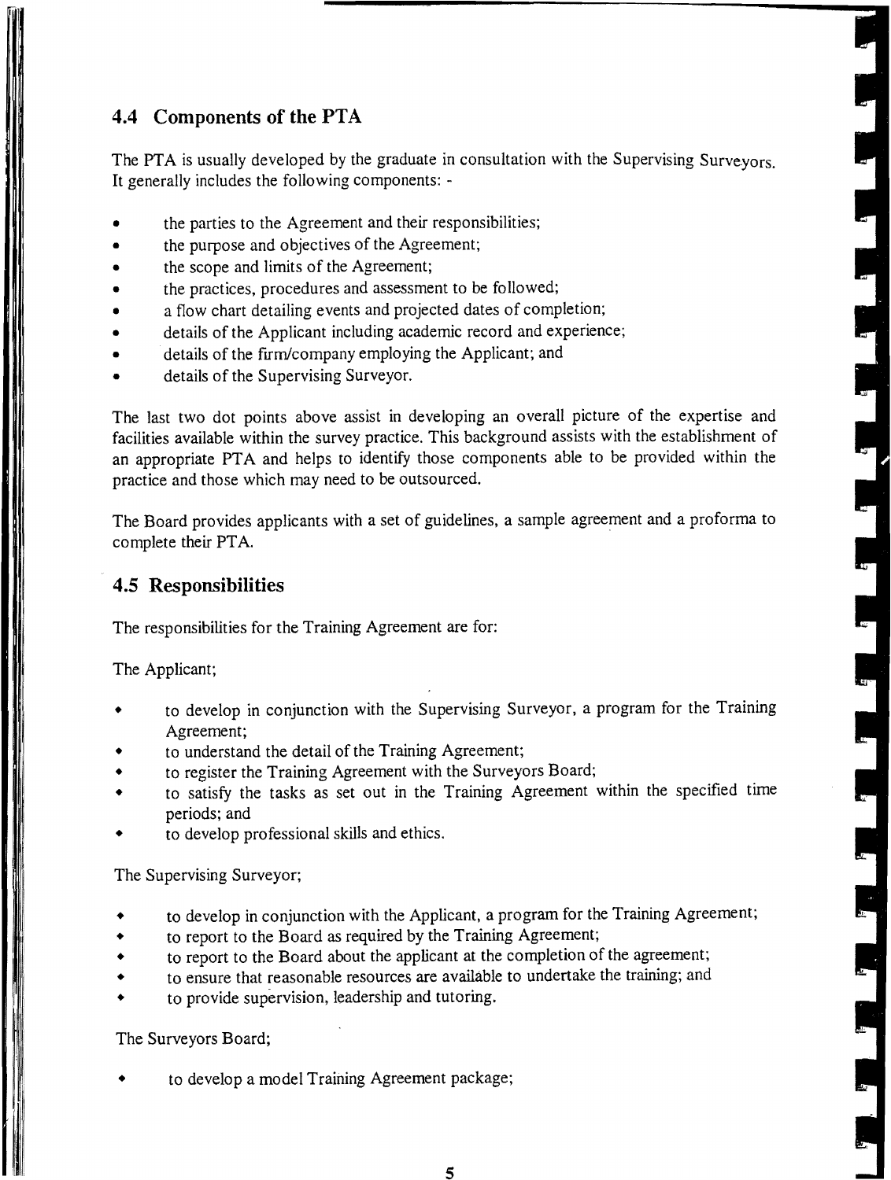## 4.4 Components of the PTA

The PTA is usually developed by the graduate in consultation with the Supervising Surveyors. It generally includes the following components: -

- the parties to the Agreement and their responsibilities;
- the purpose and objectives of the Agreement;
- the scope and limits of the Agreement;
- the practices, procedures and assessment to be followed;
- a flow chart detailing events and projected dates of completion;
- details of the Applicant including academic record and experience;
- details of the firm/company employing the Applicant; and
- details of the Supervising Surveyor.

The last two dot points above assist in developing an overall picture of the expertise and facilities available within the survey practice. This background assists with the establishment of an appropriate PTA and helps to identify those components able to be provided within the practice and those which may need to be outsourced.

The Board provides applicants with a set of guidelines, a sample agreement and a proforma to complete their PTA.

## 4.5 Responsibilities

The responsibilities for the Training Agreement are for:

The Applicant;

- to develop in conjunction with the Supervising Surveyor, a program for the Training Agreement;
- to understand the detail of the Training Agreement;
- to register the Training Agreement with the Surveyors Board;
- to satisfy the tasks as set out in the Training Agreement within the specified time periods; and
- to develop professional skills and ethics.

The Supervising Surveyor;

- to develop in conjunction with the Applicant, a program for the Training Agreement;
- to report to the Board as required by the Training Agreement;
- to report to the Board about the applicant at the completion of the agreement;
- to ensure that reasonable resources are available to undertake the training; and
- to provide supervision, leadership and tutoring.

The Surveyors Board;

- to develop a model Training Agreement package;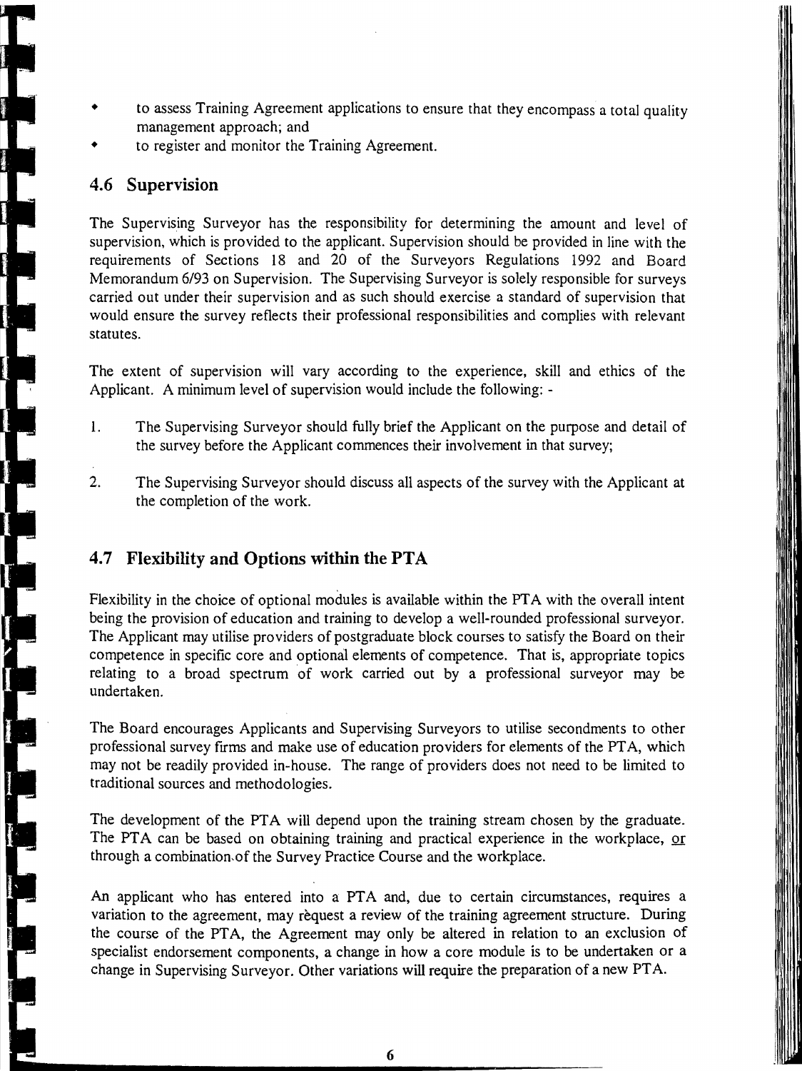- to assess Training Agreement applications to ensure that they encompass a total quality management approach; and
- to register and monitor the Training Agreement.

## 4.6 Supervision

The Supervising Surveyor has the responsibility for determining the amount and level of supervision, which is provided to the applicant. Supervision should be provided in line with the requirements of Sections 18 and 20 of the Surveyors Regulations 1992 and Board Memorandum 6/93 on Supervision. The Supervising Surveyor is solely responsible for surveys carried out under their supervision and as such should exercise a standard of supervision that would ensure the survey reflects their professional responsibilities and complies with relevant statutes.

The extent of supervision will vary according to the experience, skill and ethics of the Applicant. A minimum level of supervision would include the following: -

1. The Supervising Surveyor should fully brief the Applicant on the purpose and detail of the survey before the Applicant commences their involvement in that survey;

2. The Supervising Surveyor should discuss all aspects of the survey with the Applicant at the completion of the work.

## 4.7 Flexibility and Options within the PTA

Flexibility in the choice of optional modules is available within the PTA with the overall intent being the provision of education and training to develop a well-rounded professional surveyor. The Applicant may utilise providers of postgraduate block courses to satisfy the Board on their competence in specific core and optional elements of competence. That is, appropriate topics relating to a broad spectrum of work carried out by a professional surveyor may be undertaken.

The Board encourages Applicants and Supervising Surveyors to utilise secondments to other professional survey firms and make use of education providers for elements of the PTA, which may not be readily provided in-house. The range of providers does not need to be limited to traditional sources and methodologies.

The development of the PTA will depend upon the training stream chosen by the graduate. The PTA can be based on obtaining training and practical experience in the workplace, <u>or</u> through a combination of the Survey Practice Course and the workplace.

An applicant who has entered into a PTA and, due to certain circumstances, requires a variation to the agreement, may rèquest a review of the training agreement structure. During the course of the PTA, the Agreement may only be altered in relation to an exclusion of specialist endorsement components, a change in how a core module is to be undertaken or a change in Supervising Surveyor. Other variations will require the preparation of a new PTA.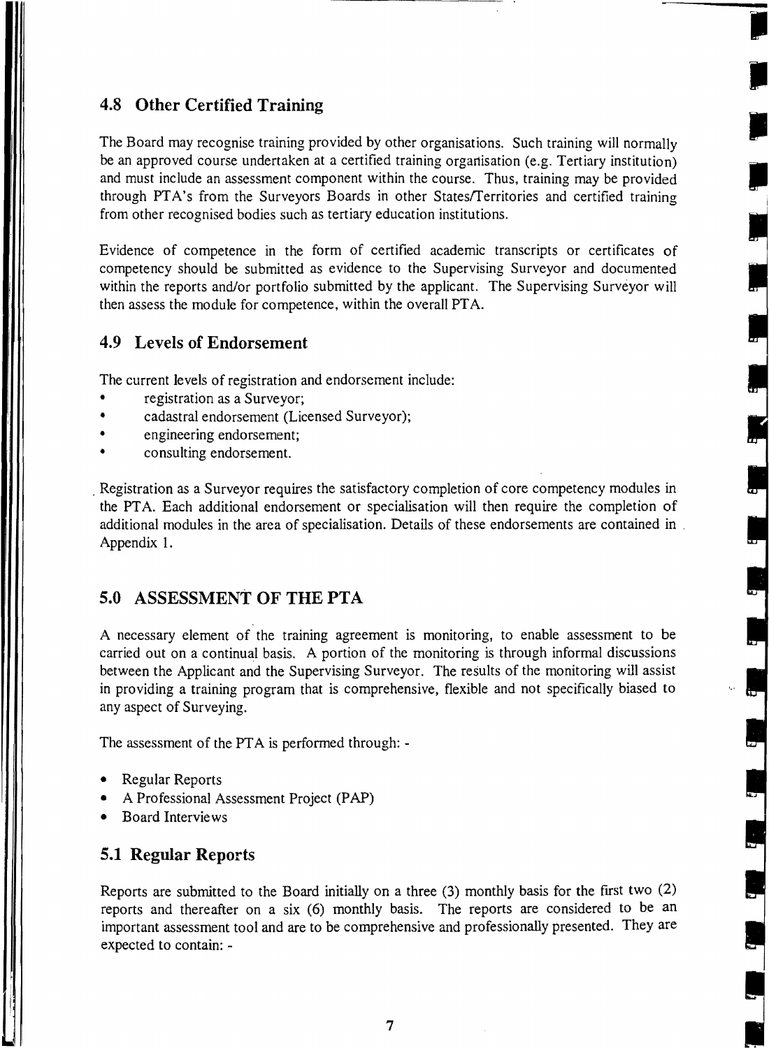## 4.8 Other Certified Training

The Board may recognise training provided by other organisations. Such training will normally be an approved course undertaken at a certified training organisation (e.g. Tertiary institution) and must include an assessment component within the course. Thus, training may be provided through PTA's from the Surveyors Boards in other States/Territories and certified training from other recognised bodies such as tertiary education institutions.

Evidence of competence in the form of certified academic transcripts or certificates of competency should be submitted as evidence to the Supervising Surveyor and documented within the reports and/or portfolio submitted by the applicant. The Supervising Surveyor will then assess the module for competence, within the overall PTA.

## 4.9 Levels of Endorsement

The current levels of registration and endorsement include:

- registration as a Surveyor;
- cadastral endorsement (Licensed Surveyor);
- engineering endorsement;
- consulting endorsement.

Registration as a Surveyor requires the satisfactory completion of core competency modules in the PTA. Each additional endorsement or specialisation will then require the completion of additional modules in the area of specialisation. Details of these endorsements are contained in Appendix 1.

# 5.0 ASSESSMENT OF THE PTA

A necessary element of the training agreement is monitoring, to enable assessment to be carried out on a continual basis. A portion of the monitoring is through informal discussions between the Applicant and the Supervising Surveyor. The results of the monitoring will assist in providing a training program that is comprehensive, flexible and not specifically biased to any aspect of Surveying.

The assessment of the PTA is performed through: -

- Regular Reports
- A Professional Assessment Project (PAP)
- Board Interviews

## 5.1 Regular Reports

Reports are submitted to the Board initially on a three (3) monthly basis for the first two (2) reports and thereafter on a six (6) monthly basis. The reports are considered to be an important assessment tool and are to be comprehensive and professionally presented. They are expected to contain: -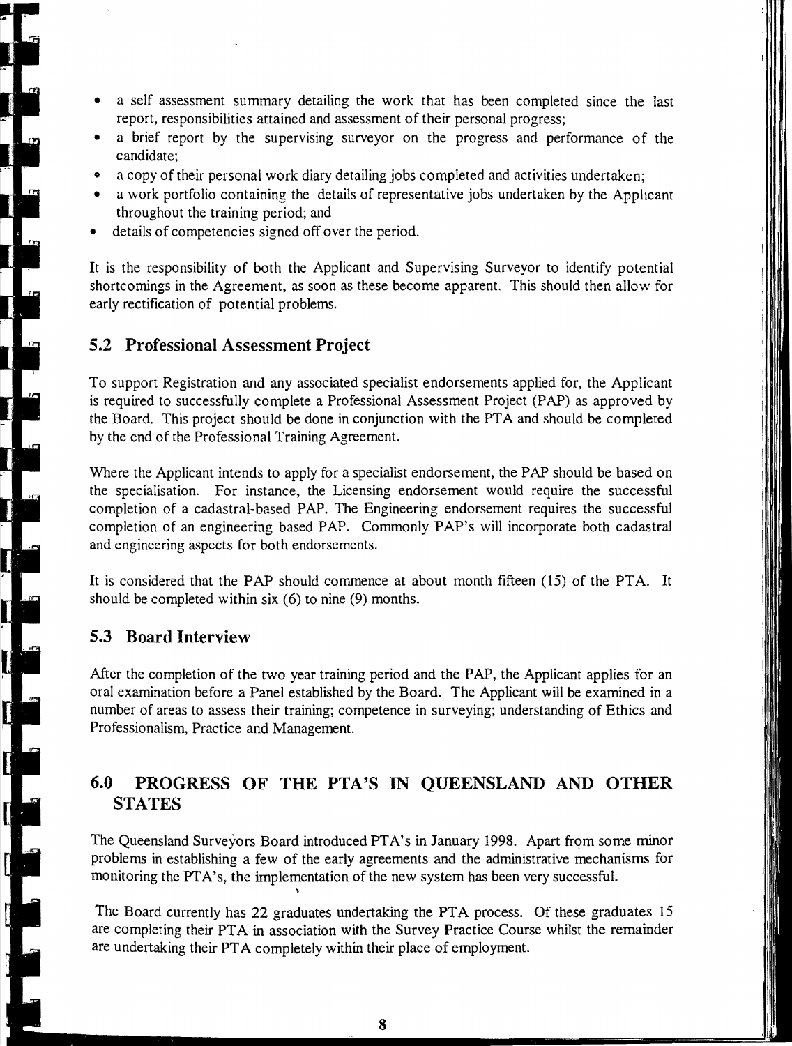- a self assessment summary detailing the work that has been completed since the last report, responsibilities attained and assessment of their personal progress;
- a brief report by the supervising surveyor on the progress and performance of the candidate;
- a copy of their personal work diary detailing jobs completed and activities undertaken;
- a work portfolio containing the details of representative jobs undertaken by the Applicant throughout the training period; and
- details of competencies signed off over the period.

It is the responsibility of both the Applicant and Supervising Surveyor to identify potential shortcomings in the Agreement, as soon as these become apparent. This should then allow for early rectification of potential problems.

## 5.2 Professional Assessment Project

To support Registration and any associated specialist endorsements applied for, the Applicant is required to successfully complete a Professional Assessment Project (PAP) as approved by the Board. This project should be done in conjunction with the PTA and should be completed by the end of the Professional Training Agreement.

Where the Applicant intends to apply for a specialist endorsement, the PAP should be based on the specialisation. For instance, the Licensing endorsement would require the successful completion of a cadastral-based PAP. The Engineering endorsement requires the successful completion of an engineering based PAP. Commonly PAP's will incorporate both cadastral and engineering aspects for both endorsements.

It is considered that the PAP should commence at about month fifteen (15) of the PTA. It should be completed within six (6) to nine (9) months.

## 5.3 Board Interview

After the completion of the two year training period and the PAP, the Applicant applies for an oral examination before a Panel established by the Board. The Applicant will be examined in a number of areas to assess their training; competence in surveying; understanding of Ethics and Professionalism, Practice and Management.

# 6.0 PROGRESS OF THE PTA'S IN QUEENSLAND AND OTHER STATES

The Queensland Surveyors Board introduced PTA's in January 1998. Apart from some minor problems in establishing a few of the early agreements and the administrative mechanisms for monitoring the PTA's, the implementation of the new system has been very successful.

The Board currently has 22 graduates undertaking the PTA process. Of these graduates 15 are completing their PTA in association with the Survey Practice Course whilst the remainder are undertaking their PTA completely within their place of employment.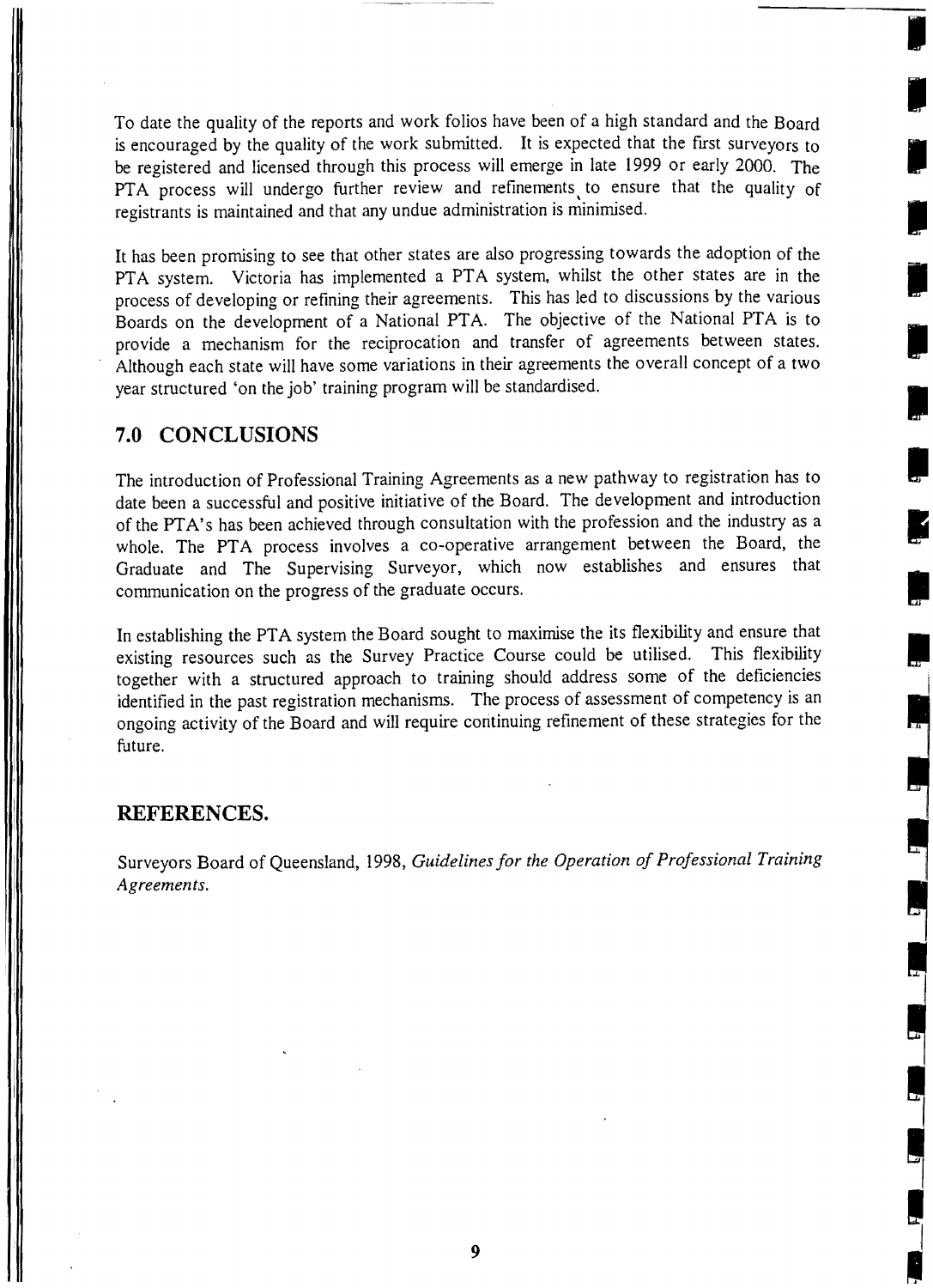To date the quality of the reports and work folios have been of a high standard and the Board is encouraged by the quality of the work submitted. It is expected that the first surveyors to be registered and licensed through this process will emerge in late 1999 or early 2000. The PTA process will undergo further review and refinements to ensure that the quality of registrants is maintained and that any undue administration is minimised.

It has been promising to see that other states are also progressing towards the adoption of the PTA system. Victoria has implemented a PTA system, whilst the other states are in the process of developing or refining their agreements. This has led to discussions by the various Boards on the development of a National PTA. The objective of the National PTA is to provide a mechanism for the reciprocation and transfer of agreements between states. Although each state will have some variations in their agreements the overall concept of a two year structured 'on the job' training program will be standardised.

## 7.0 CONCLUSIONS

The introduction of Professional Training Agreements as a new pathway to registration has to date been a successful and positive initiative of the Board. The development and introduction of the PTA's has been achieved through consultation with the profession and the industry as a whole. The PTA process involves a co-operative arrangement between the Board, the Graduate and The Supervising Surveyor, which now establishes and ensures that communication on the progress of the graduate occurs.

In establishing the PTA system the Board sought to maximise the its flexibility and ensure that existing resources such as the Survey Practice Course could be utilised. This flexibility together with a structured approach to training should address some of the deficiencies identified in the past registration mechanisms. The process of assessment of competency is an ongoing activity of the Board and will require continuing refinement of these strategies for the future.

## REFERENCES.

Surveyors Board of Queensland, 1998, *Guidelines for the Operation of Professional Training Agreements.*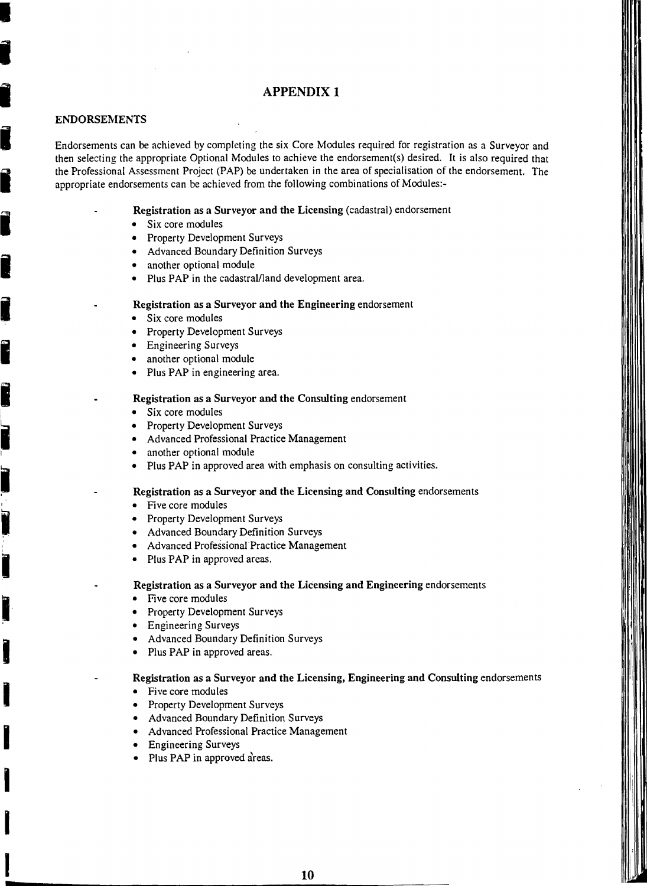# APPENDIX 1

## ENDORSEMENTS

Endorsements can be achieved by completing the six Core Modules required for registration as a Surveyor and then selecting the appropriate Optional Modules to achieve the endorsement(s) desired. It is also required that the Professional Assessment Project (PAP) be undertaken in the area of specialisation of the endorsement. The appropriate endorsements can be achieved from the following combinations of Modules:-

- **Registration as a Surveyor and the Licensing** (cadastral) endorsement
  - Six core modules
  - Property Development Surveys
  - Advanced Boundary Definition Surveys
  - another optional module
  - Plus PAP in the cadastral/land development area.

- **Registration as a Surveyor and the Engineering** endorsement
  - Six core modules
  - Property Development Surveys
  - Engineering Surveys
  - another optional module
  - Plus PAP in engineering area.

- **Registration as a Surveyor and the Consulting** endorsement
  - Six core modules
  - Property Development Surveys
  - Advanced Professional Practice Management
  - another optional module
  - Plus PAP in approved area with emphasis on consulting activities.

- **Registration as a Surveyor and the Licensing and Consulting** endorsements
  - Five core modules
  - Property Development Surveys
  - Advanced Boundary Definition Surveys
  - Advanced Professional Practice Management
  - Plus PAP in approved areas.

- **Registration as a Surveyor and the Licensing and Engineering** endorsements
  - Five core modules
  - Property Development Surveys
  - Engineering Surveys
  - Advanced Boundary Definition Surveys
  - Plus PAP in approved areas.

- **Registration as a Surveyor and the Licensing, Engineering and Consulting** endorsements
  - Five core modules
  - Property Development Surveys
  - Advanced Boundary Definition Surveys
  - Advanced Professional Practice Management
  - Engineering Surveys
  - Plus PAP in approved areas.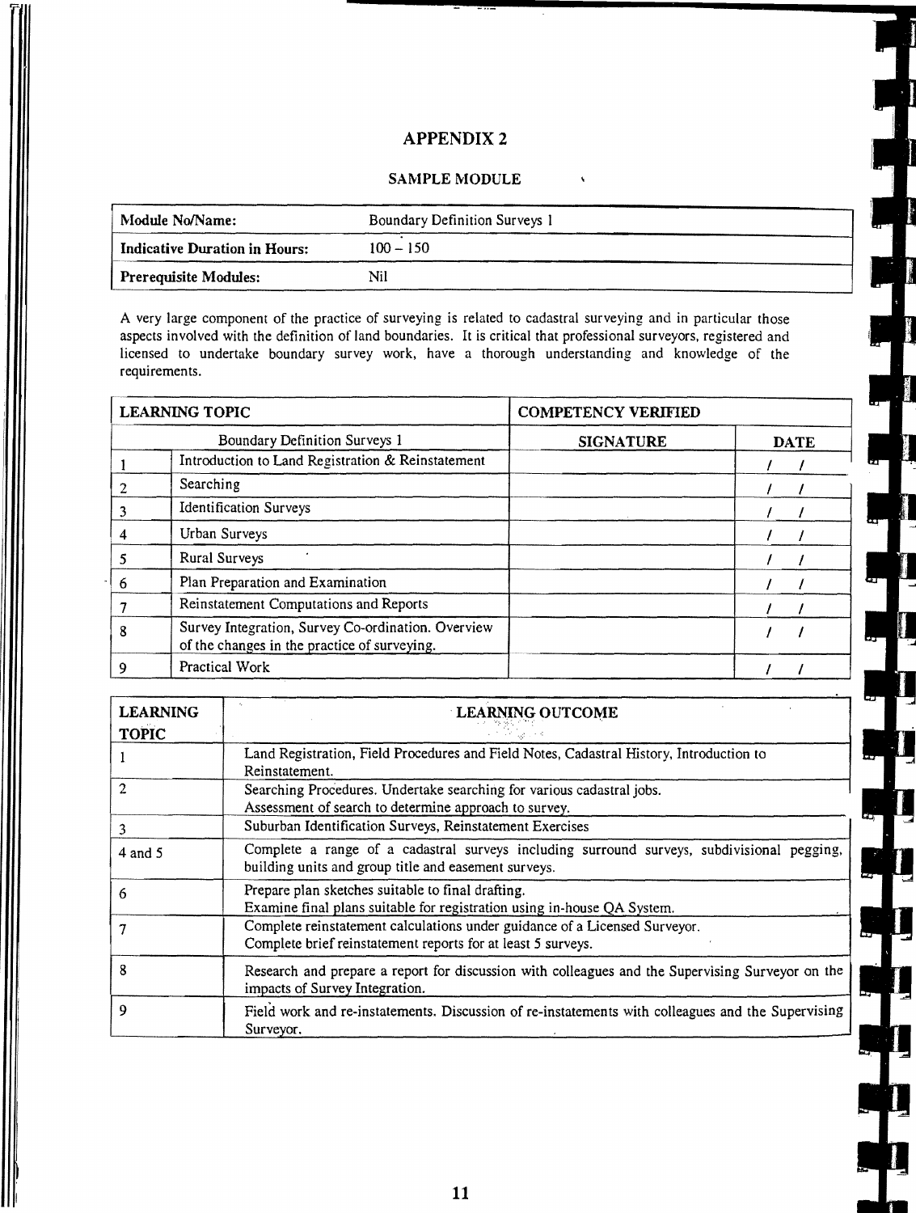# APPENDIX 2

## SAMPLE MODULE

| **Module No/Name:** | Boundary Definition Surveys 1 |
|---|---|
| **Indicative Duration in Hours:** | 100 – 150 |
| **Prerequisite Modules:** | Nil |

A very large component of the practice of surveying is related to cadastral surveying and in particular those aspects involved with the definition of land boundaries. It is critical that professional surveyors, registered and licensed to undertake boundary survey work, have a thorough understanding and knowledge of the requirements.

| **LEARNING TOPIC** | | **COMPETENCY VERIFIED** | |
|---|---|---|---|
| Boundary Definition Surveys 1 | | **SIGNATURE** | **DATE** |
| 1 | Introduction to Land Registration & Reinstatement | | / / |
| 2 | Searching | | / / |
| 3 | Identification Surveys | | / / |
| 4 | Urban Surveys | | / / |
| 5 | Rural Surveys | | / / |
| 6 | Plan Preparation and Examination | | / / |
| 7 | Reinstatement Computations and Reports | | / / |
| 8 | Survey Integration, Survey Co-ordination. Overview of the changes in the practice of surveying. | | / / |
| 9 | Practical Work | | / / |

| **LEARNING TOPIC** | **LEARNING OUTCOME** |
|---|---|
| 1 | Land Registration, Field Procedures and Field Notes, Cadastral History, Introduction to Reinstatement. |
| 2 | Searching Procedures. Undertake searching for various cadastral jobs. Assessment of search to determine approach to survey. |
| 3 | Suburban Identification Surveys, Reinstatement Exercises |
| 4 and 5 | Complete a range of a cadastral surveys including surround surveys, subdivisional pegging, building units and group title and easement surveys. |
| 6 | Prepare plan sketches suitable to final drafting. Examine final plans suitable for registration using in-house QA System. |
| 7 | Complete reinstatement calculations under guidance of a Licensed Surveyor. Complete brief reinstatement reports for at least 5 surveys. |
| 8 | Research and prepare a report for discussion with colleagues and the Supervising Surveyor on the impacts of Survey Integration. |
| 9 | Field work and re-instatements. Discussion of re-instatements with colleagues and the Supervising Surveyor. |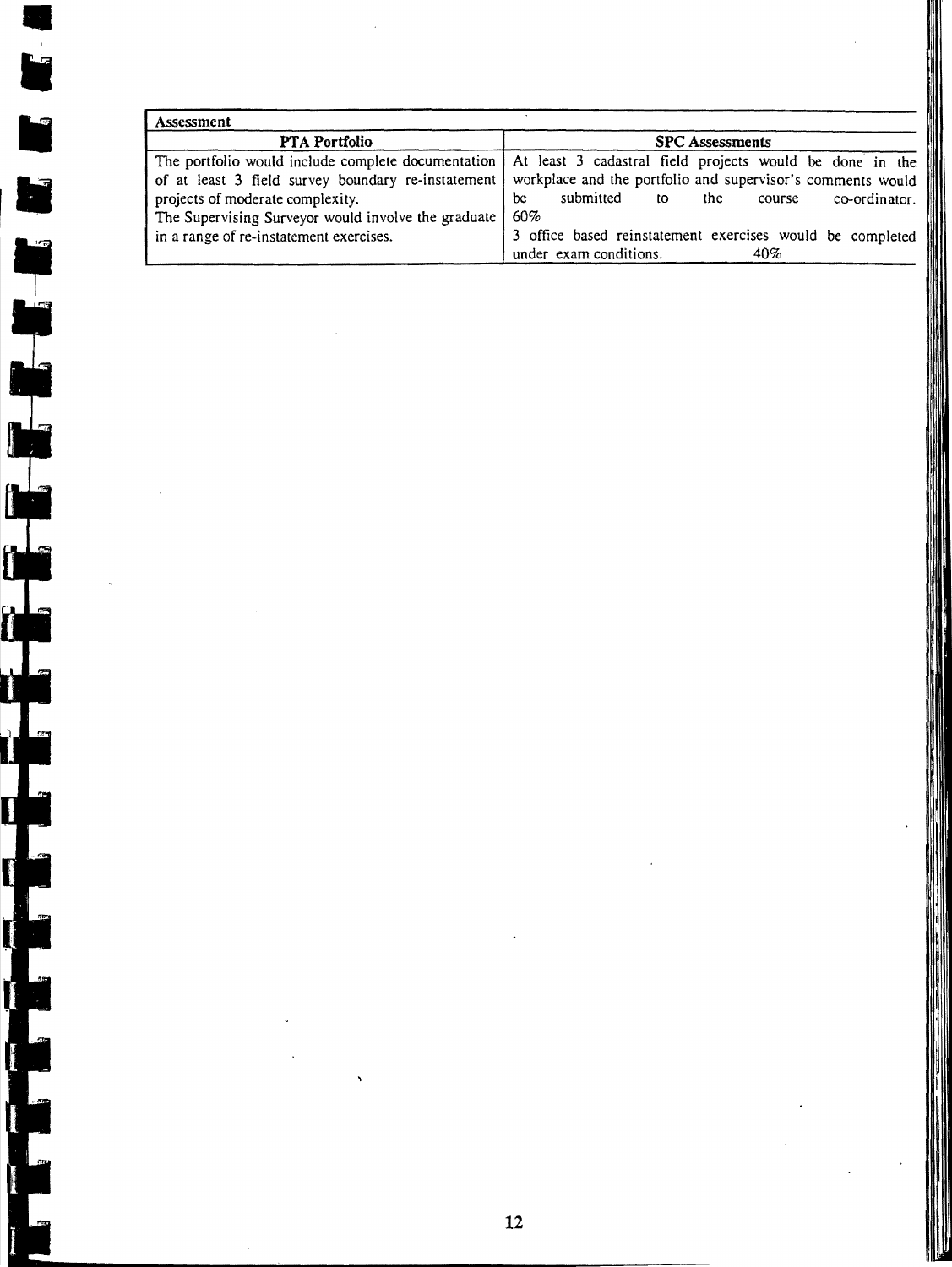| Assessment | |
| --- | --- |
| **PTA Portfolio** | **SPC Assessments** |
| The portfolio would include complete documentation of at least 3 field survey boundary re-instatement projects of moderate complexity.<br>The Supervising Surveyor would involve the graduate in a range of re-instatement exercises. | At least 3 cadastral field projects would be done in the workplace and the portfolio and supervisor's comments would be submitted to the course co-ordinator. 60%<br>3 office based reinstatement exercises would be completed under exam conditions. 40% |